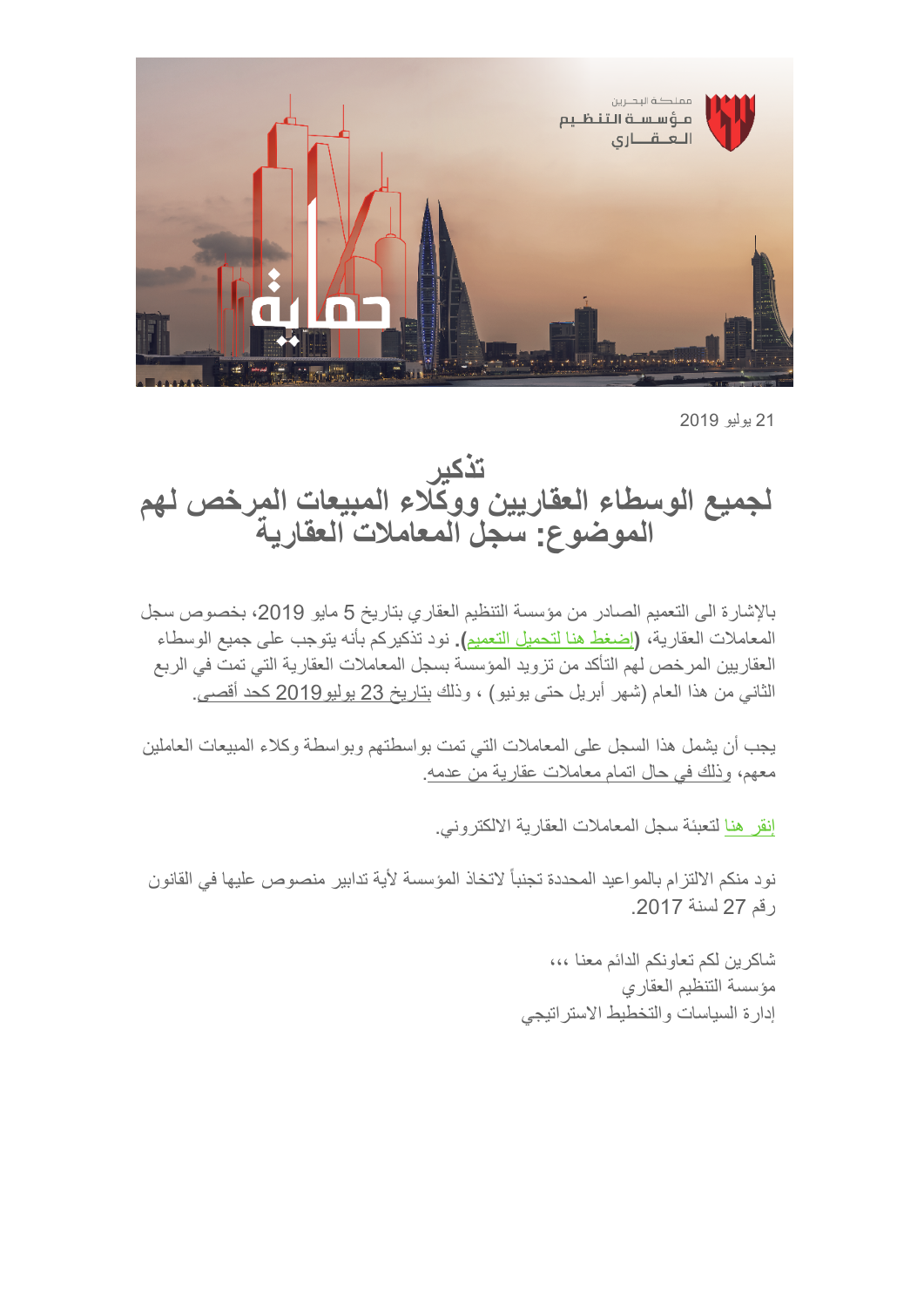21 يوليو 2019

# تذكير
# لجميع الوسطاء العقاريين ووكلاء المبيعات المرخص لهم
# الموضوع: سجل المعاملات العقارية

بالإشارة الى التعميم الصادر من مؤسسة التنظيم العقاري بتاريخ 5 مايو 2019، بخصوص سجل المعاملات العقارية، **(**اضغط هنا لتحميل التعميم**)**. نود تذكيركم بأنه يتوجب على جميع الوسطاء العقاريين المرخص لهم التأكد من تزويد المؤسسة بسجل المعاملات العقارية التي تمت في الربع الثاني من هذا العام (شهر أبريل حتى يونيو) ، وذلك بتاريخ 23 يوليو 2019 كحد أقصى.

يجب أن يشمل هذا السجل على المعاملات التي تمت بواسطتهم وبواسطة وكلاء المبيعات العاملين معهم، وذلك في حال اتمام معاملات عقارية من عدمه.

إنقر هنا لتعبئة سجل المعاملات العقارية الالكتروني.

نود منكم الالتزام بالمواعيد المحددة تجنباً لاتخاذ المؤسسة لأية تدابير منصوص عليها في القانون رقم 27 لسنة 2017.

شاكرين لكم تعاونكم الدائم معنا ،،،
مؤسسة التنظيم العقاري
إدارة السياسات والتخطيط الاستراتيجي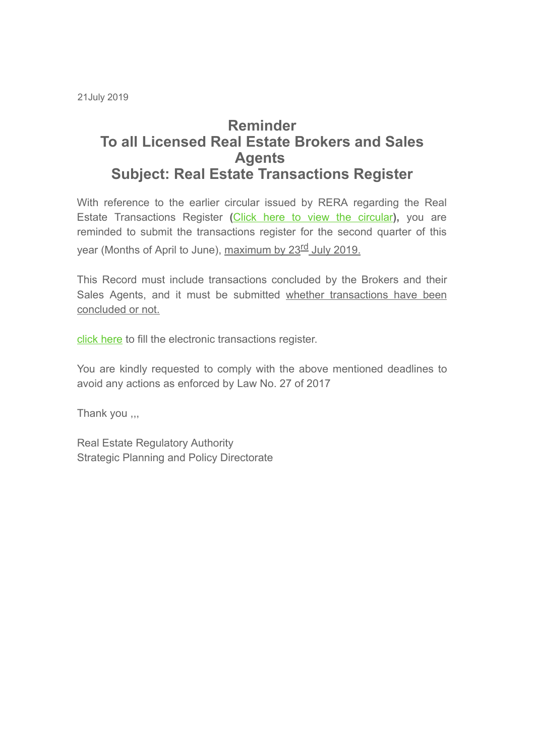21July 2019

# Reminder
# To all Licensed Real Estate Brokers and Sales Agents
# Subject: Real Estate Transactions Register

With reference to the earlier circular issued by RERA regarding the Real Estate Transactions Register **(**Click here to view the circular**),** you are reminded to submit the transactions register for the second quarter of this year (Months of April to June), maximum by 23rd July 2019.

This Record must include transactions concluded by the Brokers and their Sales Agents, and it must be submitted whether transactions have been concluded or not.

click here to fill the electronic transactions register.

You are kindly requested to comply with the above mentioned deadlines to avoid any actions as enforced by Law No. 27 of 2017

Thank you ,,,

Real Estate Regulatory Authority
Strategic Planning and Policy Directorate